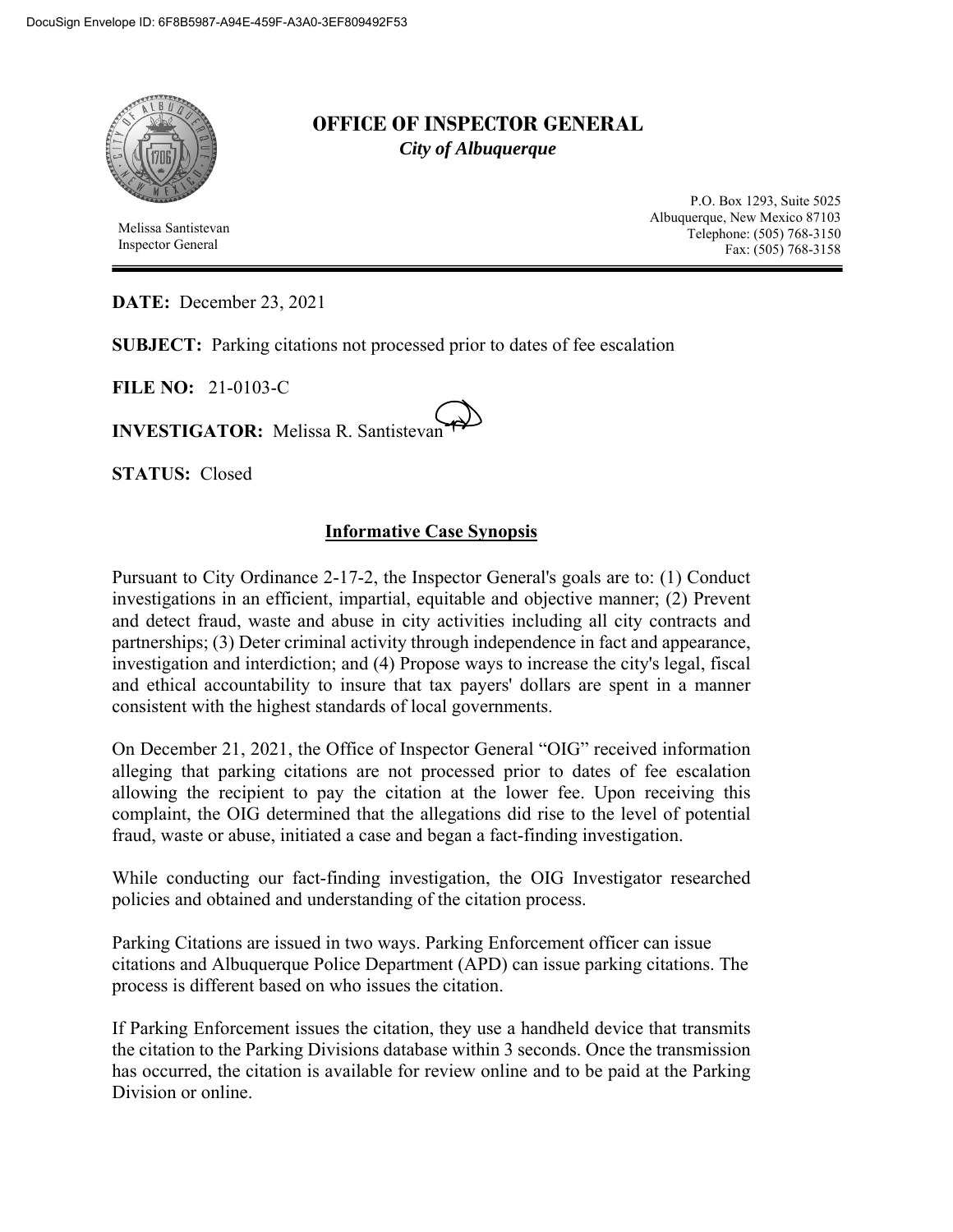DocuSign Envelope ID: 6F8B5987-A94E-459F-A3A0-3EF809492F53

# OFFICE OF INSPECTOR GENERAL

*City of Albuquerque*

Melissa Santistevan
Inspector General

P.O. Box 1293, Suite 5025
Albuquerque, New Mexico 87103
Telephone: (505) 768-3150
Fax: (505) 768-3158

**DATE:** December 23, 2021

**SUBJECT:** Parking citations not processed prior to dates of fee escalation

**FILE NO:** 21-0103-C

**INVESTIGATOR:** Melissa R. Santistevan

**STATUS:** Closed

## Informative Case Synopsis

Pursuant to City Ordinance 2-17-2, the Inspector General's goals are to: (1) Conduct investigations in an efficient, impartial, equitable and objective manner; (2) Prevent and detect fraud, waste and abuse in city activities including all city contracts and partnerships; (3) Deter criminal activity through independence in fact and appearance, investigation and interdiction; and (4) Propose ways to increase the city's legal, fiscal and ethical accountability to insure that tax payers' dollars are spent in a manner consistent with the highest standards of local governments.

On December 21, 2021, the Office of Inspector General "OIG" received information alleging that parking citations are not processed prior to dates of fee escalation allowing the recipient to pay the citation at the lower fee. Upon receiving this complaint, the OIG determined that the allegations did rise to the level of potential fraud, waste or abuse, initiated a case and began a fact-finding investigation.

While conducting our fact-finding investigation, the OIG Investigator researched policies and obtained and understanding of the citation process.

Parking Citations are issued in two ways. Parking Enforcement officer can issue citations and Albuquerque Police Department (APD) can issue parking citations. The process is different based on who issues the citation.

If Parking Enforcement issues the citation, they use a handheld device that transmits the citation to the Parking Divisions database within 3 seconds. Once the transmission has occurred, the citation is available for review online and to be paid at the Parking Division or online.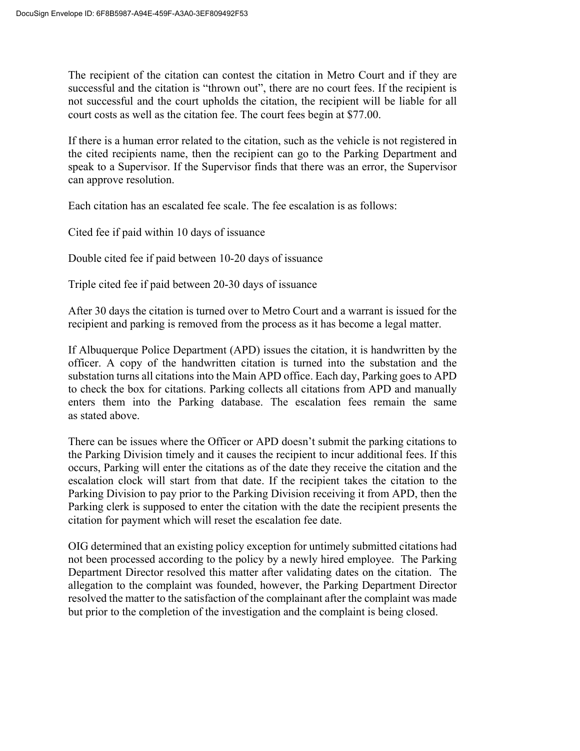The recipient of the citation can contest the citation in Metro Court and if they are successful and the citation is "thrown out", there are no court fees. If the recipient is not successful and the court upholds the citation, the recipient will be liable for all court costs as well as the citation fee. The court fees begin at $77.00.

If there is a human error related to the citation, such as the vehicle is not registered in the cited recipients name, then the recipient can go to the Parking Department and speak to a Supervisor. If the Supervisor finds that there was an error, the Supervisor can approve resolution.

Each citation has an escalated fee scale. The fee escalation is as follows:

Cited fee if paid within 10 days of issuance

Double cited fee if paid between 10-20 days of issuance

Triple cited fee if paid between 20-30 days of issuance

After 30 days the citation is turned over to Metro Court and a warrant is issued for the recipient and parking is removed from the process as it has become a legal matter.

If Albuquerque Police Department (APD) issues the citation, it is handwritten by the officer. A copy of the handwritten citation is turned into the substation and the substation turns all citations into the Main APD office. Each day, Parking goes to APD to check the box for citations. Parking collects all citations from APD and manually enters them into the Parking database. The escalation fees remain the same as stated above.

There can be issues where the Officer or APD doesn't submit the parking citations to the Parking Division timely and it causes the recipient to incur additional fees. If this occurs, Parking will enter the citations as of the date they receive the citation and the escalation clock will start from that date. If the recipient takes the citation to the Parking Division to pay prior to the Parking Division receiving it from APD, then the Parking clerk is supposed to enter the citation with the date the recipient presents the citation for payment which will reset the escalation fee date.

OIG determined that an existing policy exception for untimely submitted citations had not been processed according to the policy by a newly hired employee. The Parking Department Director resolved this matter after validating dates on the citation. The allegation to the complaint was founded, however, the Parking Department Director resolved the matter to the satisfaction of the complainant after the complaint was made but prior to the completion of the investigation and the complaint is being closed.